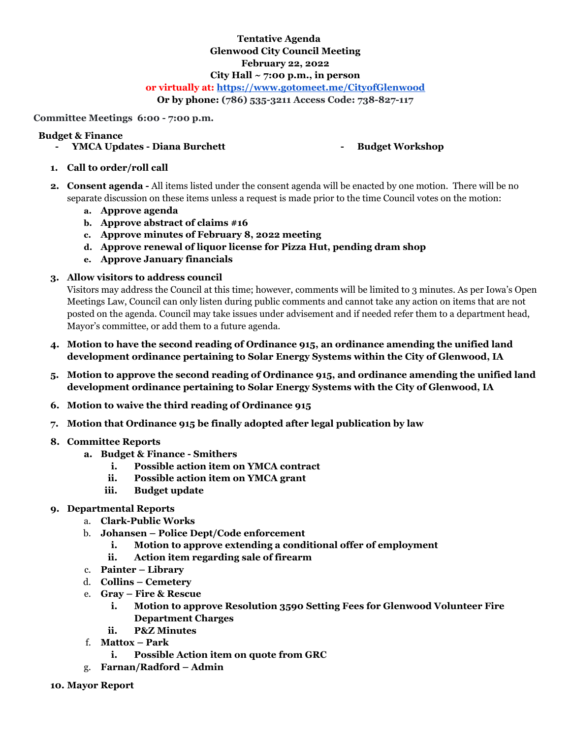**Tentative Agenda**
**Glenwood City Council Meeting**
**February 22, 2022**
**City Hall ~ 7:00 p.m., in person**
**or virtually at: https://www.gotomeet.me/CityofGlenwood**
**Or by phone: (786) 535-3211 Access Code: 738-827-117**

**Committee Meetings 6:00 - 7:00 p.m.**

**Budget & Finance**

- **YMCA Updates - Diana Burchett**
- **Budget Workshop**

1. **Call to order/roll call**
2. **Consent agenda -** All items listed under the consent agenda will be enacted by one motion. There will be no separate discussion on these items unless a request is made prior to the time Council votes on the motion:
   a. **Approve agenda**
   b. **Approve abstract of claims #16**
   c. **Approve minutes of February 8, 2022 meeting**
   d. **Approve renewal of liquor license for Pizza Hut, pending dram shop**
   e. **Approve January financials**
3. **Allow visitors to address council**
   Visitors may address the Council at this time; however, comments will be limited to 3 minutes. As per Iowa's Open Meetings Law, Council can only listen during public comments and cannot take any action on items that are not posted on the agenda. Council may take issues under advisement and if needed refer them to a department head, Mayor's committee, or add them to a future agenda.
4. **Motion to have the second reading of Ordinance 915, an ordinance amending the unified land development ordinance pertaining to Solar Energy Systems within the City of Glenwood, IA**
5. **Motion to approve the second reading of Ordinance 915, and ordinance amending the unified land development ordinance pertaining to Solar Energy Systems with the City of Glenwood, IA**
6. **Motion to waive the third reading of Ordinance 915**
7. **Motion that Ordinance 915 be finally adopted after legal publication by law**
8. **Committee Reports**
   a. **Budget & Finance - Smithers**
      i. **Possible action item on YMCA contract**
      ii. **Possible action item on YMCA grant**
      iii. **Budget update**
9. **Departmental Reports**
   a. **Clark-Public Works**
   b. **Johansen – Police Dept/Code enforcement**
      i. **Motion to approve extending a conditional offer of employment**
      ii. **Action item regarding sale of firearm**
   c. **Painter – Library**
   d. **Collins – Cemetery**
   e. **Gray – Fire & Rescue**
      i. **Motion to approve Resolution 3590 Setting Fees for Glenwood Volunteer Fire Department Charges**
      ii. **P&Z Minutes**
   f. **Mattox – Park**
      i. **Possible Action item on quote from GRC**
   g. **Farnan/Radford – Admin**
10. **Mayor Report**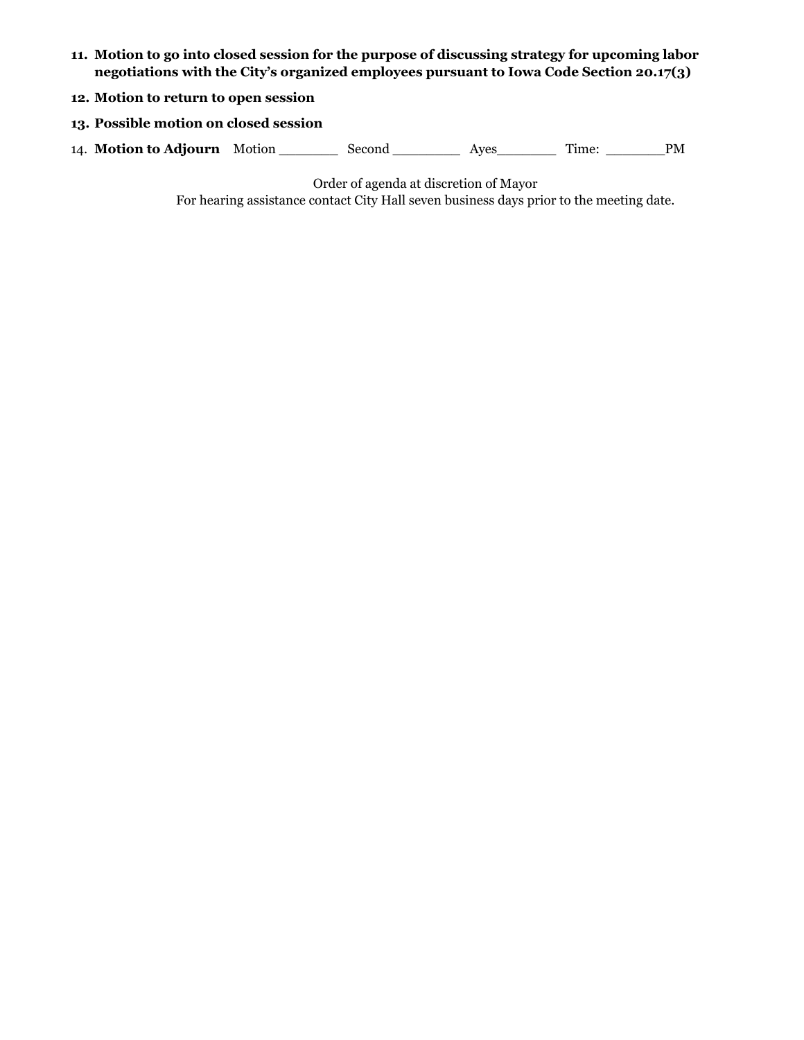11. **Motion to go into closed session for the purpose of discussing strategy for upcoming labor negotiations with the City's organized employees pursuant to Iowa Code Section 20.17(3)**

12. **Motion to return to open session**

13. **Possible motion on closed session**

14. **Motion to Adjourn** Motion _______ Second ________ Ayes_______ Time: _______PM

Order of agenda at discretion of Mayor

For hearing assistance contact City Hall seven business days prior to the meeting date.